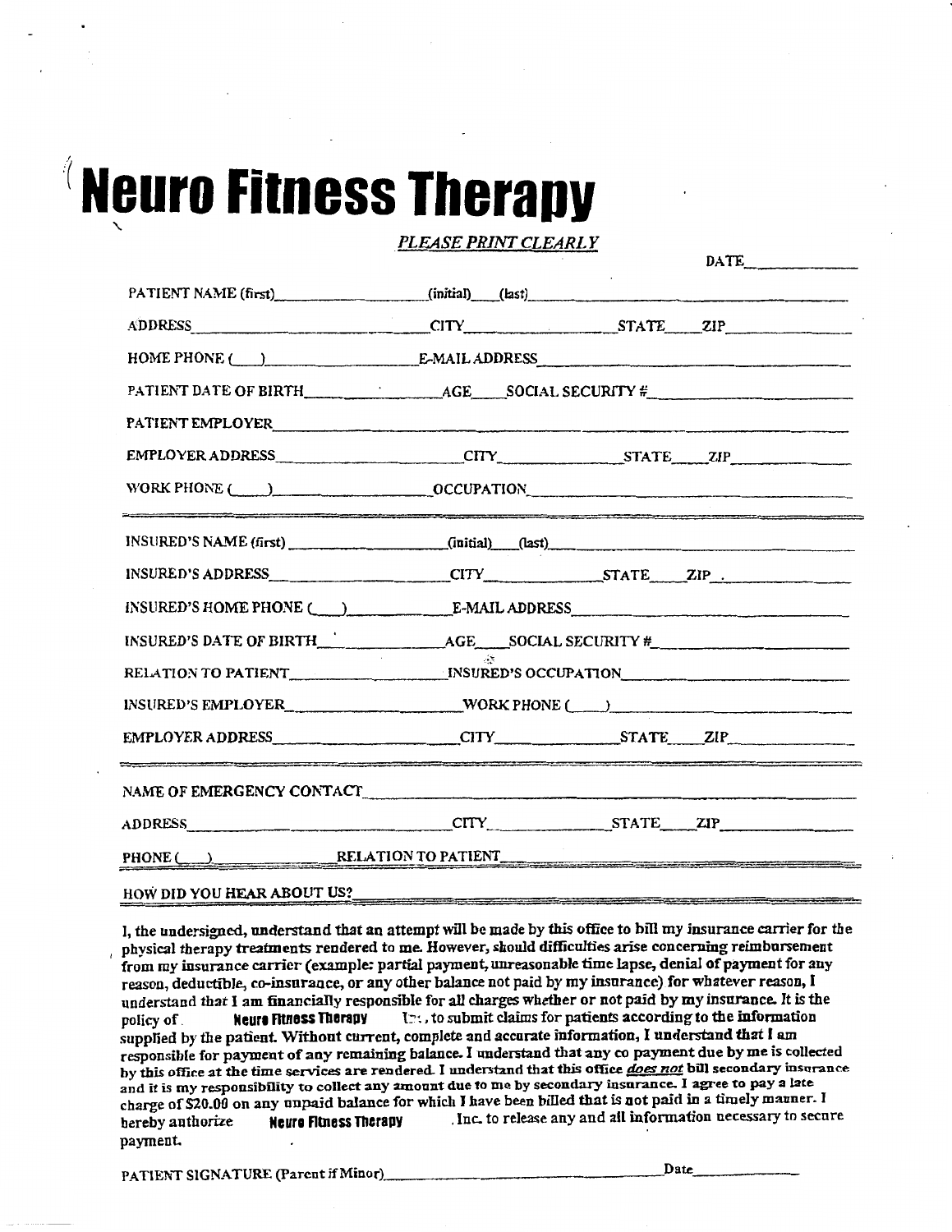# Neuro Fitness Therapy

*PLEASE PRINT CLEARLY*

DATE______________

PATIENT NAME (first)__________________ (initial)____ (last)________________________________________

ADDRESS____________________________ CITY__________________ STATE_____ ZIP________________

HOME PHONE (____)__________________ E-MAIL ADDRESS_______________________________________

PATIENT DATE OF BIRTH__________________ AGE_____ SOCIAL SECURITY #______________________

PATIENT EMPLOYER_____________________________________________________________________

EMPLOYER ADDRESS__________________________ CITY________________ STATE_____ ZIP_______________

WORK PHONE (____)__________________ OCCUPATION__________________________________________

---

INSURED'S NAME (first) ____________________ (initial)____ (last)________________________________

INSURED'S ADDRESS________________________ CITY________________ STATE_____ ZIP_______________

INSURED'S HOME PHONE (____)______________ E-MAIL ADDRESS___________________________________

INSURED'S DATE OF BIRTH__________________ AGE_____ SOCIAL SECURITY #______________________

RELATION TO PATIENT__________________ INSURED'S OCCUPATION______________________________

INSURED'S EMPLOYER_____________________ WORK PHONE (____)_____________________________

EMPLOYER ADDRESS__________________________ CITY________________ STATE_____ ZIP_______________

---

NAME OF EMERGENCY CONTACT________________________________________________________

ADDRESS______________________________ CITY________________ STATE_____ ZIP________________

PHONE (____)______________ RELATION TO PATIENT______________________________________

HOW DID YOU HEAR ABOUT US?________________________________________________________

I, the undersigned, understand that an attempt will be made by this office to bill my insurance carrier for the physical therapy treatments rendered to me. However, should difficulties arise concerning reimbursement from my insurance carrier (example: partial payment, unreasonable time lapse, denial of payment for any reason, deductible, co-insurance, or any other balance not paid by my insurance) for whatever reason, I understand that I am financially responsible for all charges whether or not paid by my insurance. It is the policy of **Neuro Fitness Therapy** Inc., to submit claims for patients according to the information supplied by the patient. Without current, complete and accurate information, I understand that I am responsible for payment of any remaining balance. I understand that any co payment due by me is collected by this office at the time services are rendered. I understand that this office ***does not*** bill secondary insurance and it is my responsibility to collect any amount due to me by secondary insurance. I agree to pay a late charge of $20.00 on any unpaid balance for which I have been billed that is not paid in a timely manner. I hereby authorize **Neuro Fitness Therapy**, Inc. to release any and all information necessary to secure payment.

PATIENT SIGNATURE (Parent if Minor)________________________________________ Date______________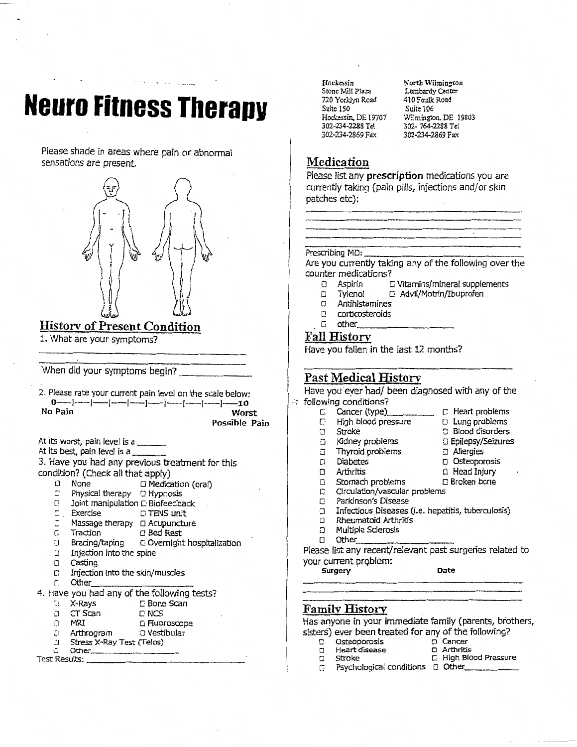# Neuro Fitness Therapy

| Hockessin | North Wilmington |
|---|---|
| Stone Mill Plaza | Lombardy Center |
| 720 Yorklyn Road | 410 Foulk Road |
| Suite 150 | Suite 106 |
| Hockessin, DE 19707 | Wilmington, DE 19803 |
| 302-234-2288 Tel | 302- 764-2288 Tel |
| 302-234-2869 Fax | 302-234-2869 Fax |

Please shade in areas where pain or abnormal sensations are present.

## History of Present Condition

1. What are your symptoms?

_______________________________________________

_______________________________________________

When did your symptoms begin? ______________

2. Please rate your current pain level on the scale below:

0—|—|—|—|—|—|—|—|—|—10

**No Pain** **Worst Possible Pain**

At its worst, pain level is a _______

At its best, pain level is a _______

3. Have you had any previous treatment for this condition? (Check all that apply)

- ☐ None ☐ Medication (oral)
- ☐ Physical therapy ☐ Hypnosis
- ☐ Joint manipulation ☐ Biofeedback
- ☐ Exercise ☐ TENS unit
- ☐ Massage therapy ☐ Acupuncture
- ☐ Traction ☐ Bed Rest
- ☐ Bracing/taping ☐ Overnight hospitalization
- ☐ Injection into the spine
- ☐ Casting
- ☐ Injection into the skin/muscles
- ☐ Other_______________________

4. Have you had any of the following tests?

- ☐ X-Rays ☐ Bone Scan
- ☐ CT Scan ☐ NCS
- ☐ MRI ☐ Fluoroscope
- ☐ Arthrogram ☐ Vestibular
- ☐ Stress X-Ray Test (Telos)
- ☐ Other_______________________

Test Results: _______________________________________

## Medication

Please list any **prescription** medications you are currently taking (pain pills, injections and/or skin patches etc):

_______________________________________________

_______________________________________________

_______________________________________________

_______________________________________________

Prescribing MD: _______________________________

Are you currently taking any of the following over the counter medications?

- ☐ Aspirin ☐ Vitamins/mineral supplements
- ☐ Tylenol ☐ Advil/Motrin/Ibuprofen
- ☐ Antihistamines
- ☐ corticosteroids
- ☐ other_______________________

## Fall History

Have you fallen in the last 12 months?

_______________________________________________

## Past Medical History

Have you ever had/ been diagnosed with any of the following conditions?

- ☐ Cancer (type)__________ ☐ Heart problems
- ☐ High blood pressure ☐ Lung problems
- ☐ Stroke ☐ Blood disorders
- ☐ Kidney problems ☐ Epilepsy/Seizures
- ☐ Thyroid problems ☐ Allergies
- ☐ Diabetes ☐ Osteoporosis
- ☐ Arthritis ☐ Head Injury
- ☐ Stomach problems ☐ Broken bone
- ☐ Circulation/vascular problems
- ☐ Parkinson's Disease
- ☐ Infectious Diseases (i.e. hepatitis, tuberculosis)
- ☐ Rheumatoid Arthritis
- ☐ Multiple Sclerosis
- ☐ Other_______________________

Please list any recent/relevant past surgeries related to your current problem:

**Surgery** **Date**

_______________________________________________

_______________________________________________

## Family History

Has anyone in your immediate family (parents, brothers, sisters) ever been treated for any of the following?

- ☐ Osteoporosis ☐ Cancer
- ☐ Heart disease ☐ Arthritis
- ☐ Stroke ☐ High Blood Pressure
- ☐ Psychological conditions ☐ Other____________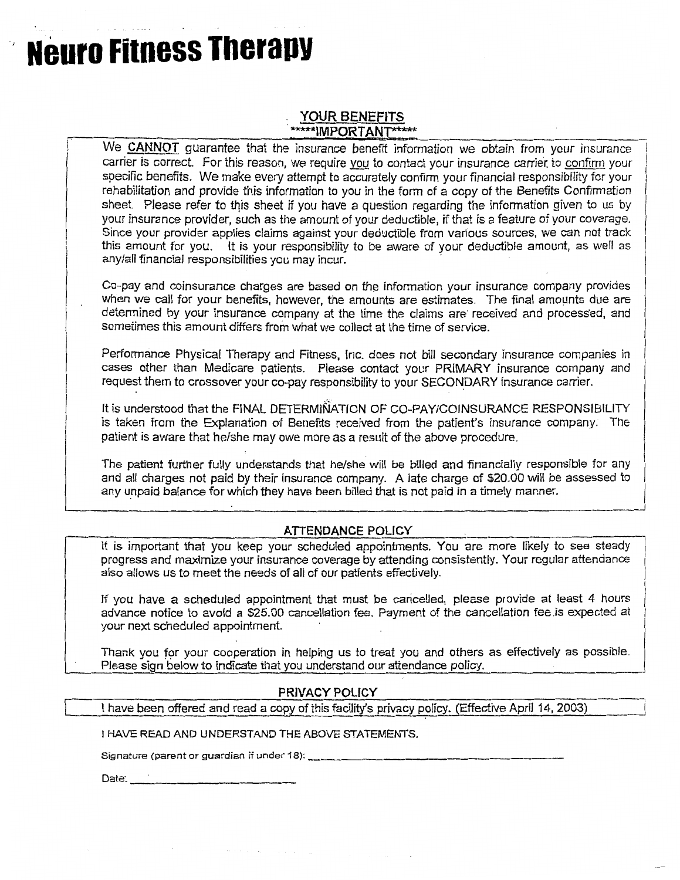# Neuro Fitness Therapy

## YOUR BENEFITS

**\*\*\*\*\*IMPORTANT\*\*\*\*\***

We **CANNOT** guarantee that the insurance benefit information we obtain from your insurance carrier is correct. For this reason, we require you to contact your insurance carrier to confirm your specific benefits. We make every attempt to accurately confirm your financial responsibility for your rehabilitation and provide this information to you in the form of a copy of the Benefits Confirmation sheet. Please refer to this sheet if you have a question regarding the information given to us by your insurance provider, such as the amount of your deductible, if that is a feature of your coverage. Since your provider applies claims against your deductible from various sources, we can not track this amount for you. It is your responsibility to be aware of your deductible amount, as well as any/all financial responsibilities you may incur.

Co-pay and coinsurance charges are based on the information your insurance company provides when we call for your benefits, however, the amounts are estimates. The final amounts due are determined by your insurance company at the time the claims are received and processed, and sometimes this amount differs from what we collect at the time of service.

Performance Physical Therapy and Fitness, Inc. does not bill secondary insurance companies in cases other than Medicare patients. Please contact your PRIMARY insurance company and request them to crossover your co-pay responsibility to your SECONDARY insurance carrier.

It is understood that the FINAL DETERMINATION OF CO-PAY/COINSURANCE RESPONSIBILITY is taken from the Explanation of Benefits received from the patient's insurance company. The patient is aware that he/she may owe more as a result of the above procedure.

The patient further fully understands that he/she will be billed and financially responsible for any and all charges not paid by their insurance company. A late charge of $20.00 will be assessed to any unpaid balance for which they have been billed that is not paid in a timely manner.

## ATTENDANCE POLICY

It is important that you keep your scheduled appointments. You are more likely to see steady progress and maximize your insurance coverage by attending consistently. Your regular attendance also allows us to meet the needs of all of our patients effectively.

If you have a scheduled appointment that must be cancelled, please provide at least 4 hours advance notice to avoid a $25.00 cancellation fee. Payment of the cancellation fee is expected at your next scheduled appointment.

Thank you for your cooperation in helping us to treat you and others as effectively as possible. Please sign below to indicate that you understand our attendance policy.

## PRIVACY POLICY

I have been offered and read a copy of this facility's privacy policy. (Effective April 14, 2003)

I HAVE READ AND UNDERSTAND THE ABOVE STATEMENTS.

Signature (parent or guardian if under 18): ______________________________

Date: ______________________